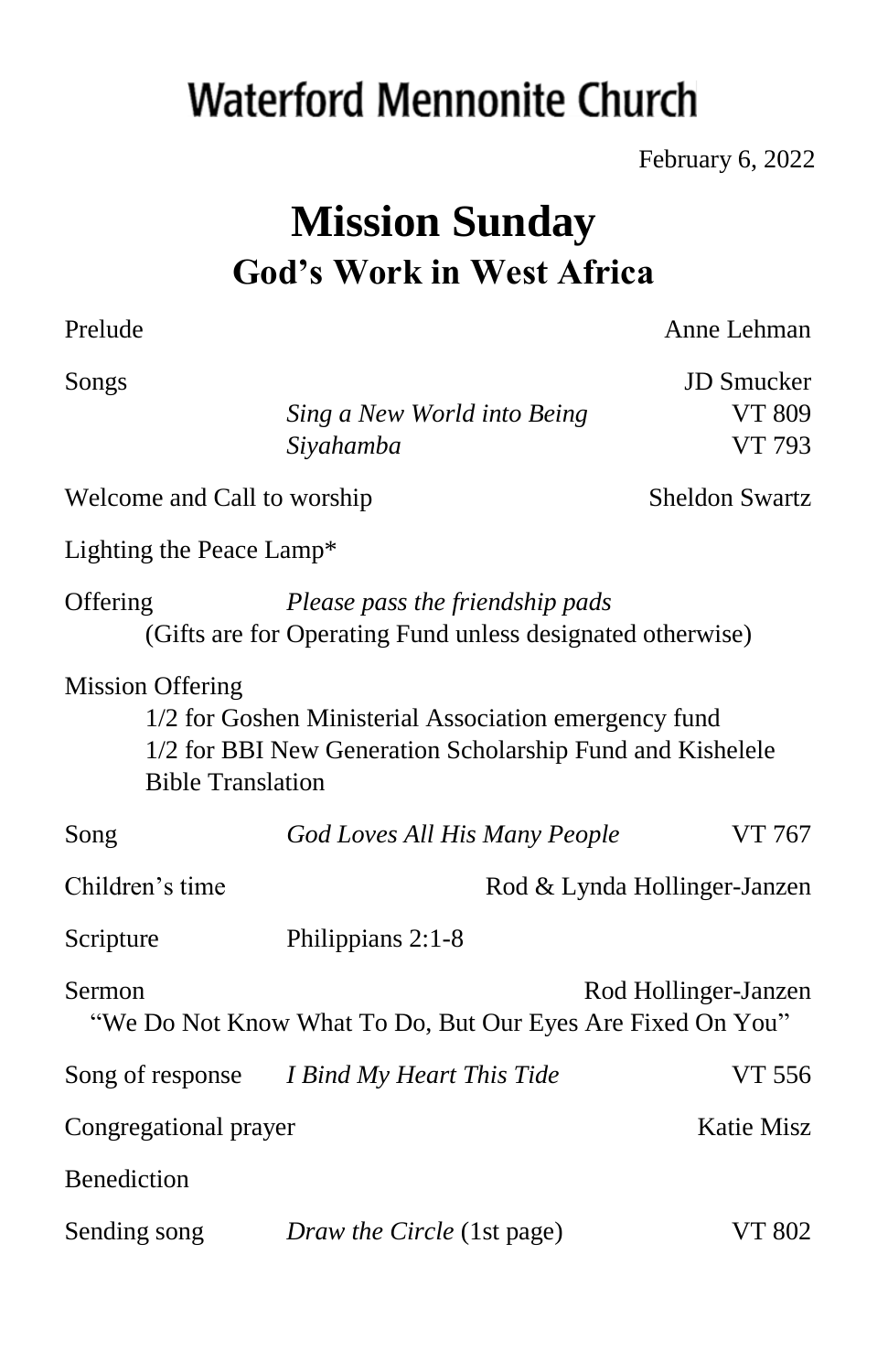# Waterford Mennonite Church

February 6, 2022

## Mission Sunday

### God's Work in West Africa

Prelude — Anne Lehman

Songs — JD Smucker

*Sing a New World into Being* — VT 809

*Siyahamba* — VT 793

Welcome and Call to worship — Sheldon Swartz

Lighting the Peace Lamp*

Offering — *Please pass the friendship pads*

(Gifts are for Operating Fund unless designated otherwise)

Mission Offering

1/2 for Goshen Ministerial Association emergency fund

1/2 for BBI New Generation Scholarship Fund and Kishelele Bible Translation

Song — *God Loves All His Many People* — VT 767

Children's time — Rod & Lynda Hollinger-Janzen

Scripture — Philippians 2:1-8

Sermon — Rod Hollinger-Janzen

"We Do Not Know What To Do, But Our Eyes Are Fixed On You"

Song of response — *I Bind My Heart This Tide* — VT 556

Congregational prayer — Katie Misz

Benediction

Sending song — *Draw the Circle* (1st page) — VT 802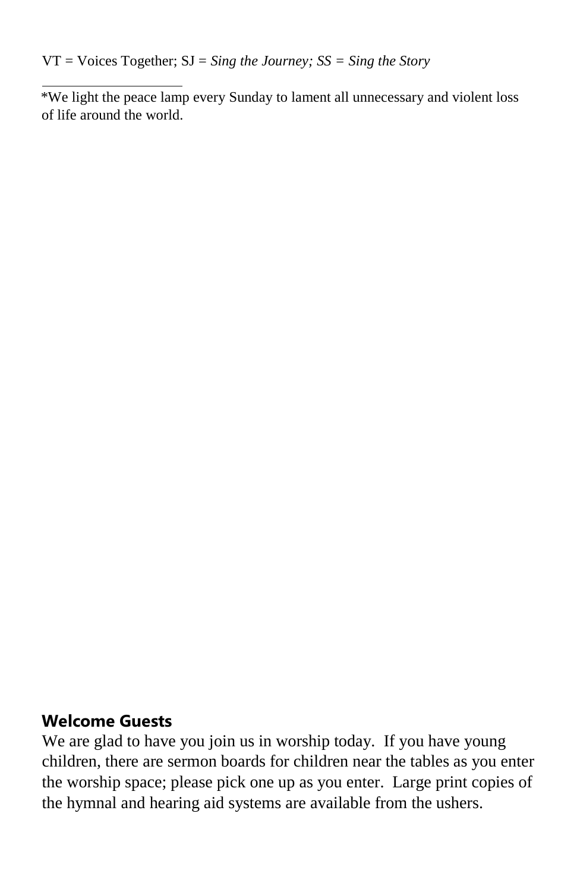VT = Voices Together; SJ = *Sing the Journey; SS = Sing the Story*

---

*We light the peace lamp every Sunday to lament all unnecessary and violent loss of life around the world.

**Welcome Guests**

We are glad to have you join us in worship today. If you have young children, there are sermon boards for children near the tables as you enter the worship space; please pick one up as you enter. Large print copies of the hymnal and hearing aid systems are available from the ushers.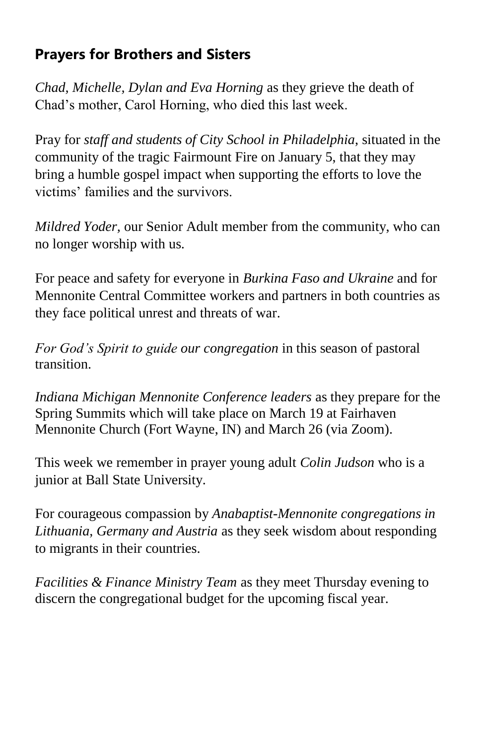## Prayers for Brothers and Sisters

*Chad, Michelle, Dylan and Eva Horning* as they grieve the death of Chad's mother, Carol Horning, who died this last week.

Pray for *staff and students of City School in Philadelphia*, situated in the community of the tragic Fairmount Fire on January 5, that they may bring a humble gospel impact when supporting the efforts to love the victims' families and the survivors.

*Mildred Yoder*, our Senior Adult member from the community, who can no longer worship with us.

For peace and safety for everyone in *Burkina Faso and Ukraine* and for Mennonite Central Committee workers and partners in both countries as they face political unrest and threats of war.

*For God's Spirit to guide our congregation* in this season of pastoral transition.

*Indiana Michigan Mennonite Conference leaders* as they prepare for the Spring Summits which will take place on March 19 at Fairhaven Mennonite Church (Fort Wayne, IN) and March 26 (via Zoom).

This week we remember in prayer young adult *Colin Judson* who is a junior at Ball State University.

For courageous compassion by *Anabaptist-Mennonite congregations in Lithuania, Germany and Austria* as they seek wisdom about responding to migrants in their countries.

*Facilities & Finance Ministry Team* as they meet Thursday evening to discern the congregational budget for the upcoming fiscal year.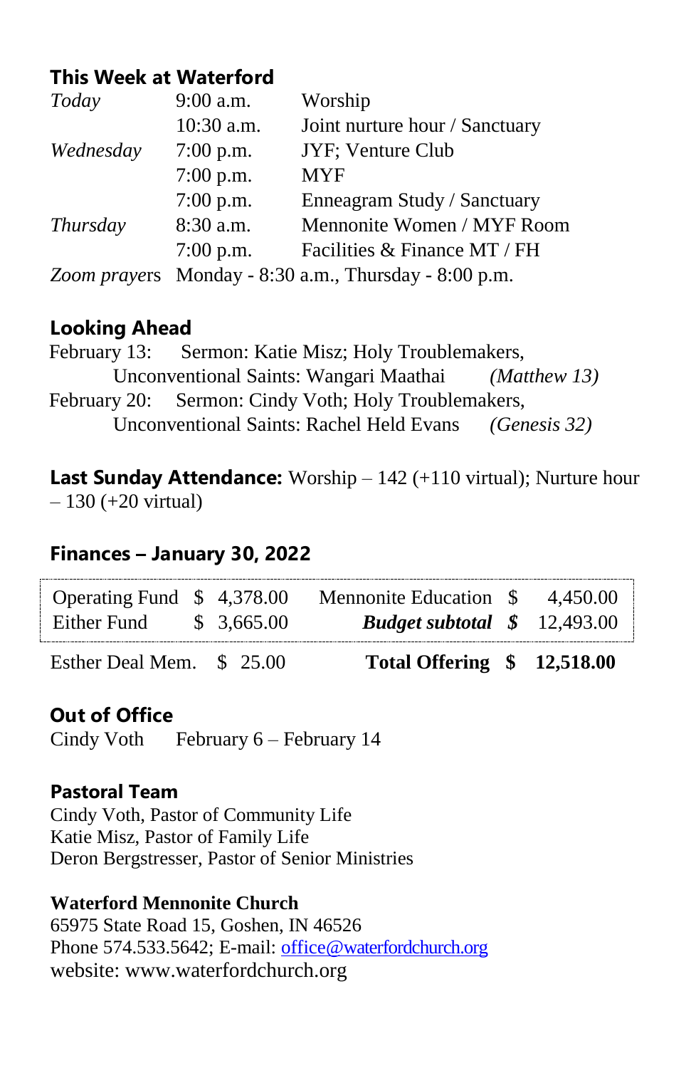## This Week at Waterford

| | | |
|---|---|---|
| *Today* | 9:00 a.m. | Worship |
| | 10:30 a.m. | Joint nurture hour / Sanctuary |
| *Wednesday* | 7:00 p.m. | JYF; Venture Club |
| | 7:00 p.m. | MYF |
| | 7:00 p.m. | Enneagram Study / Sanctuary |
| *Thursday* | 8:30 a.m. | Mennonite Women / MYF Room |
| | 7:00 p.m. | Facilities & Finance MT / FH |
| *Zoom prayer*s | Monday - 8:30 a.m., Thursday - 8:00 p.m. | |

## Looking Ahead

February 13: Sermon: Katie Misz; Holy Troublemakers, Unconventional Saints: Wangari Maathai *(Matthew 13)*

February 20: Sermon: Cindy Voth; Holy Troublemakers, Unconventional Saints: Rachel Held Evans *(Genesis 32)*

**Last Sunday Attendance:** Worship – 142 (+110 virtual); Nurture hour – 130 (+20 virtual)

## Finances – January 30, 2022

| | | | | | |
|---|---|---|---|---|---|
| Operating Fund | $ | 4,378.00 | Mennonite Education | $ | 4,450.00 |
| Either Fund | $ | 3,665.00 | ***Budget subtotal*** | ***$*** | 12,493.00 |
| Esther Deal Mem. | $ | 25.00 | **Total Offering** | **$** | **12,518.00** |

## Out of Office

Cindy Voth February 6 – February 14

## Pastoral Team

Cindy Voth, Pastor of Community Life
Katie Misz, Pastor of Family Life
Deron Bergstresser, Pastor of Senior Ministries

**Waterford Mennonite Church**
65975 State Road 15, Goshen, IN 46526
Phone 574.533.5642; E-mail: office@waterfordchurch.org
website: www.waterfordchurch.org